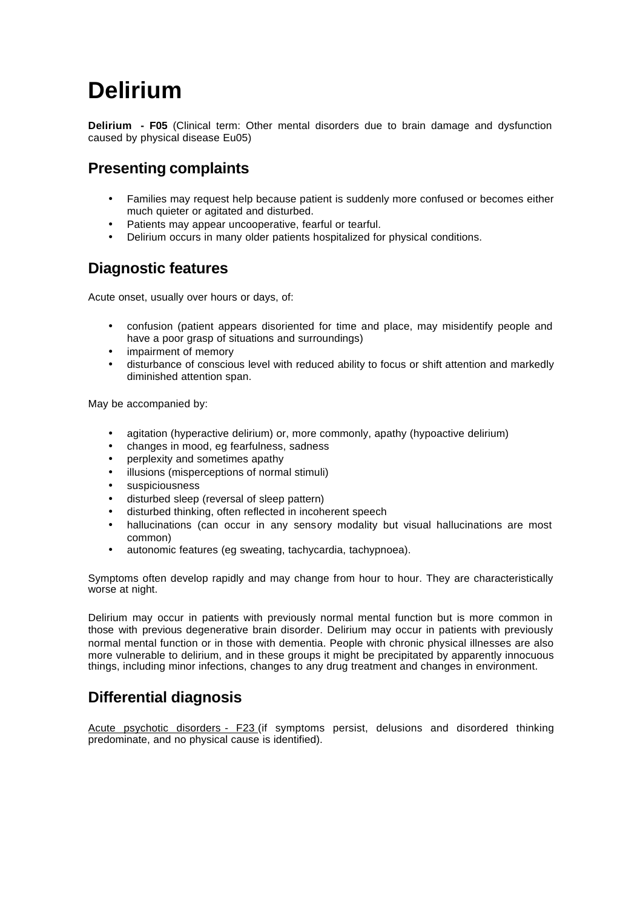# Delirium

**Delirium - F05** (Clinical term: Other mental disorders due to brain damage and dysfunction caused by physical disease Eu05)

## Presenting complaints

- Families may request help because patient is suddenly more confused or becomes either much quieter or agitated and disturbed.
- Patients may appear uncooperative, fearful or tearful.
- Delirium occurs in many older patients hospitalized for physical conditions.

## Diagnostic features

Acute onset, usually over hours or days, of:

- confusion (patient appears disoriented for time and place, may misidentify people and have a poor grasp of situations and surroundings)
- impairment of memory
- disturbance of conscious level with reduced ability to focus or shift attention and markedly diminished attention span.

May be accompanied by:

- agitation (hyperactive delirium) or, more commonly, apathy (hypoactive delirium)
- changes in mood, eg fearfulness, sadness
- perplexity and sometimes apathy
- illusions (misperceptions of normal stimuli)
- suspiciousness
- disturbed sleep (reversal of sleep pattern)
- disturbed thinking, often reflected in incoherent speech
- hallucinations (can occur in any sensory modality but visual hallucinations are most common)
- autonomic features (eg sweating, tachycardia, tachypnoea).

Symptoms often develop rapidly and may change from hour to hour. They are characteristically worse at night.

Delirium may occur in patients with previously normal mental function but is more common in those with previous degenerative brain disorder. Delirium may occur in patients with previously normal mental function or in those with dementia. People with chronic physical illnesses are also more vulnerable to delirium, and in these groups it might be precipitated by apparently innocuous things, including minor infections, changes to any drug treatment and changes in environment.

## Differential diagnosis

Acute psychotic disorders - F23 (if symptoms persist, delusions and disordered thinking predominate, and no physical cause is identified).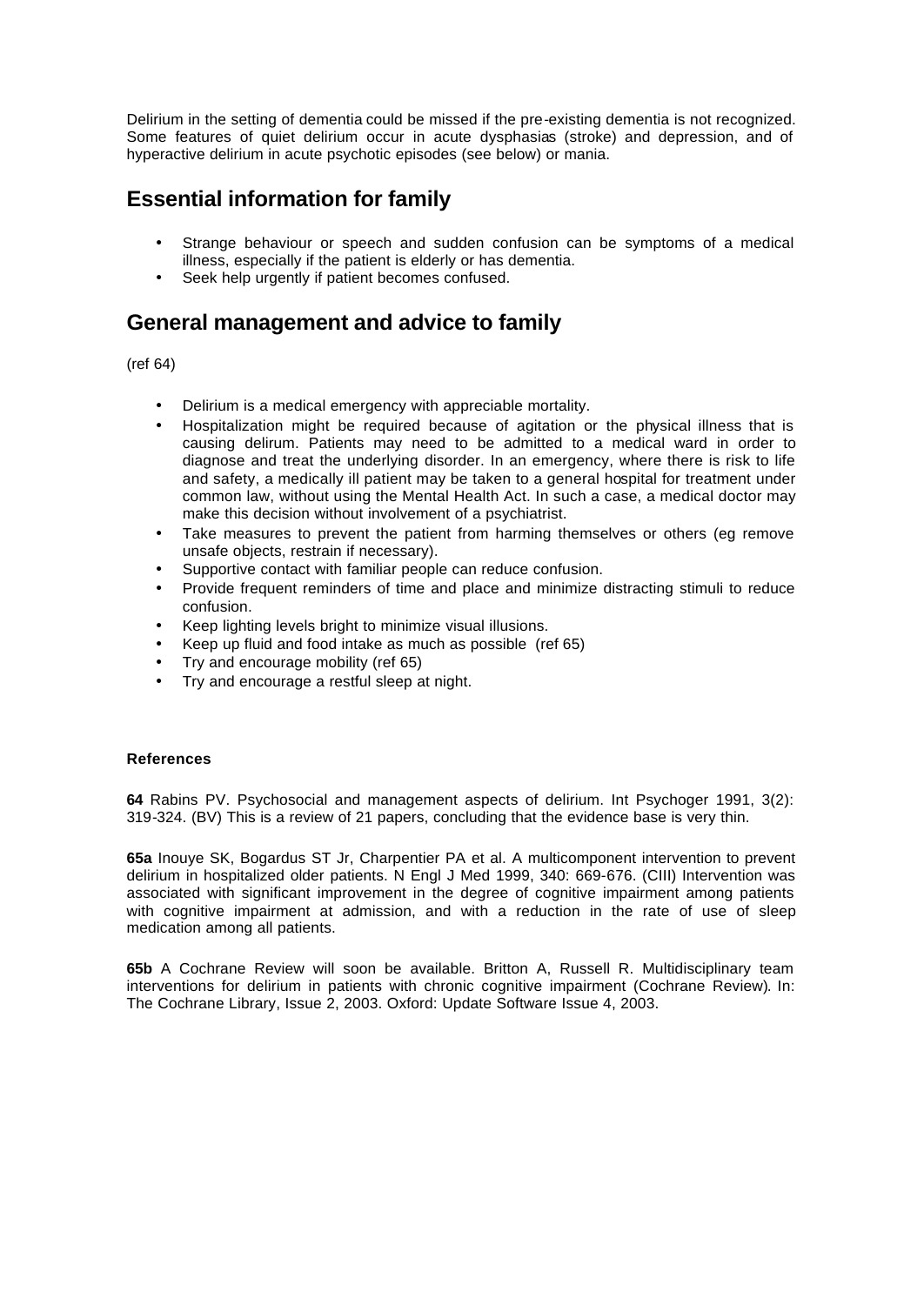Delirium in the setting of dementia could be missed if the pre-existing dementia is not recognized. Some features of quiet delirium occur in acute dysphasias (stroke) and depression, and of hyperactive delirium in acute psychotic episodes (see below) or mania.

## Essential information for family

- Strange behaviour or speech and sudden confusion can be symptoms of a medical illness, especially if the patient is elderly or has dementia.
- Seek help urgently if patient becomes confused.

## General management and advice to family

(ref 64)

- Delirium is a medical emergency with appreciable mortality.
- Hospitalization might be required because of agitation or the physical illness that is causing delirum. Patients may need to be admitted to a medical ward in order to diagnose and treat the underlying disorder. In an emergency, where there is risk to life and safety, a medically ill patient may be taken to a general hospital for treatment under common law, without using the Mental Health Act. In such a case, a medical doctor may make this decision without involvement of a psychiatrist.
- Take measures to prevent the patient from harming themselves or others (eg remove unsafe objects, restrain if necessary).
- Supportive contact with familiar people can reduce confusion.
- Provide frequent reminders of time and place and minimize distracting stimuli to reduce confusion.
- Keep lighting levels bright to minimize visual illusions.
- Keep up fluid and food intake as much as possible (ref 65)
- Try and encourage mobility (ref 65)
- Try and encourage a restful sleep at night.

#### References

**64** Rabins PV. Psychosocial and management aspects of delirium. Int Psychoger 1991, 3(2): 319-324. (BV) This is a review of 21 papers, concluding that the evidence base is very thin.

**65a** Inouye SK, Bogardus ST Jr, Charpentier PA et al. A multicomponent intervention to prevent delirium in hospitalized older patients. N Engl J Med 1999, 340: 669-676. (CIII) Intervention was associated with significant improvement in the degree of cognitive impairment among patients with cognitive impairment at admission, and with a reduction in the rate of use of sleep medication among all patients.

**65b** A Cochrane Review will soon be available. Britton A, Russell R. Multidisciplinary team interventions for delirium in patients with chronic cognitive impairment (Cochrane Review). In: The Cochrane Library, Issue 2, 2003. Oxford: Update Software Issue 4, 2003.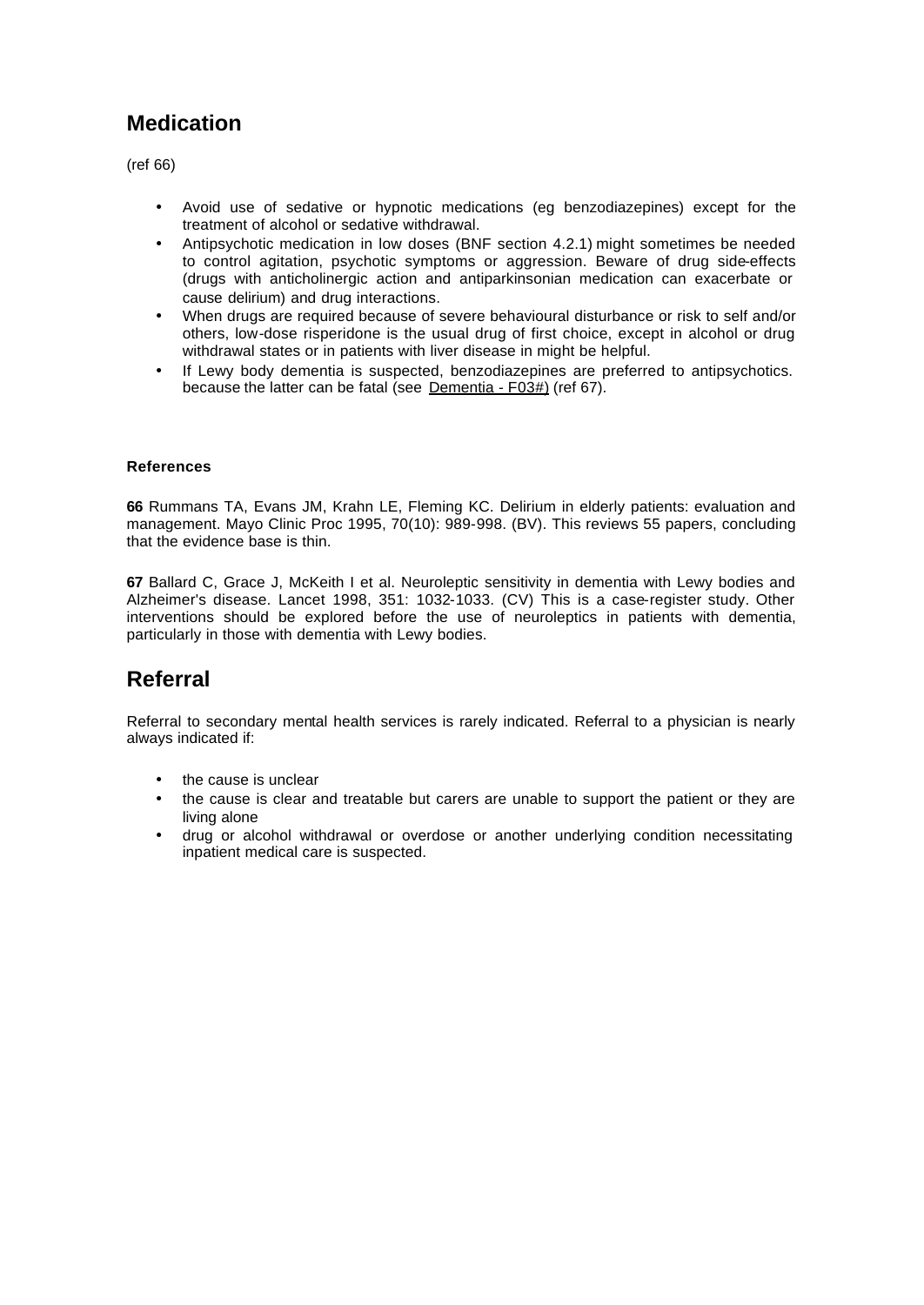## Medication

(ref 66)

- Avoid use of sedative or hypnotic medications (eg benzodiazepines) except for the treatment of alcohol or sedative withdrawal.
- Antipsychotic medication in low doses (BNF section 4.2.1) might sometimes be needed to control agitation, psychotic symptoms or aggression. Beware of drug side-effects (drugs with anticholinergic action and antiparkinsonian medication can exacerbate or cause delirium) and drug interactions.
- When drugs are required because of severe behavioural disturbance or risk to self and/or others, low-dose risperidone is the usual drug of first choice, except in alcohol or drug withdrawal states or in patients with liver disease in might be helpful.
- If Lewy body dementia is suspected, benzodiazepines are preferred to antipsychotics. because the latter can be fatal (see Dementia - F03#) (ref 67).

#### References

**66** Rummans TA, Evans JM, Krahn LE, Fleming KC. Delirium in elderly patients: evaluation and management. Mayo Clinic Proc 1995, 70(10): 989-998. (BV). This reviews 55 papers, concluding that the evidence base is thin.

**67** Ballard C, Grace J, McKeith I et al. Neuroleptic sensitivity in dementia with Lewy bodies and Alzheimer's disease. Lancet 1998, 351: 1032-1033. (CV) This is a case-register study. Other interventions should be explored before the use of neuroleptics in patients with dementia, particularly in those with dementia with Lewy bodies.

## Referral

Referral to secondary mental health services is rarely indicated. Referral to a physician is nearly always indicated if:

- the cause is unclear
- the cause is clear and treatable but carers are unable to support the patient or they are living alone
- drug or alcohol withdrawal or overdose or another underlying condition necessitating inpatient medical care is suspected.